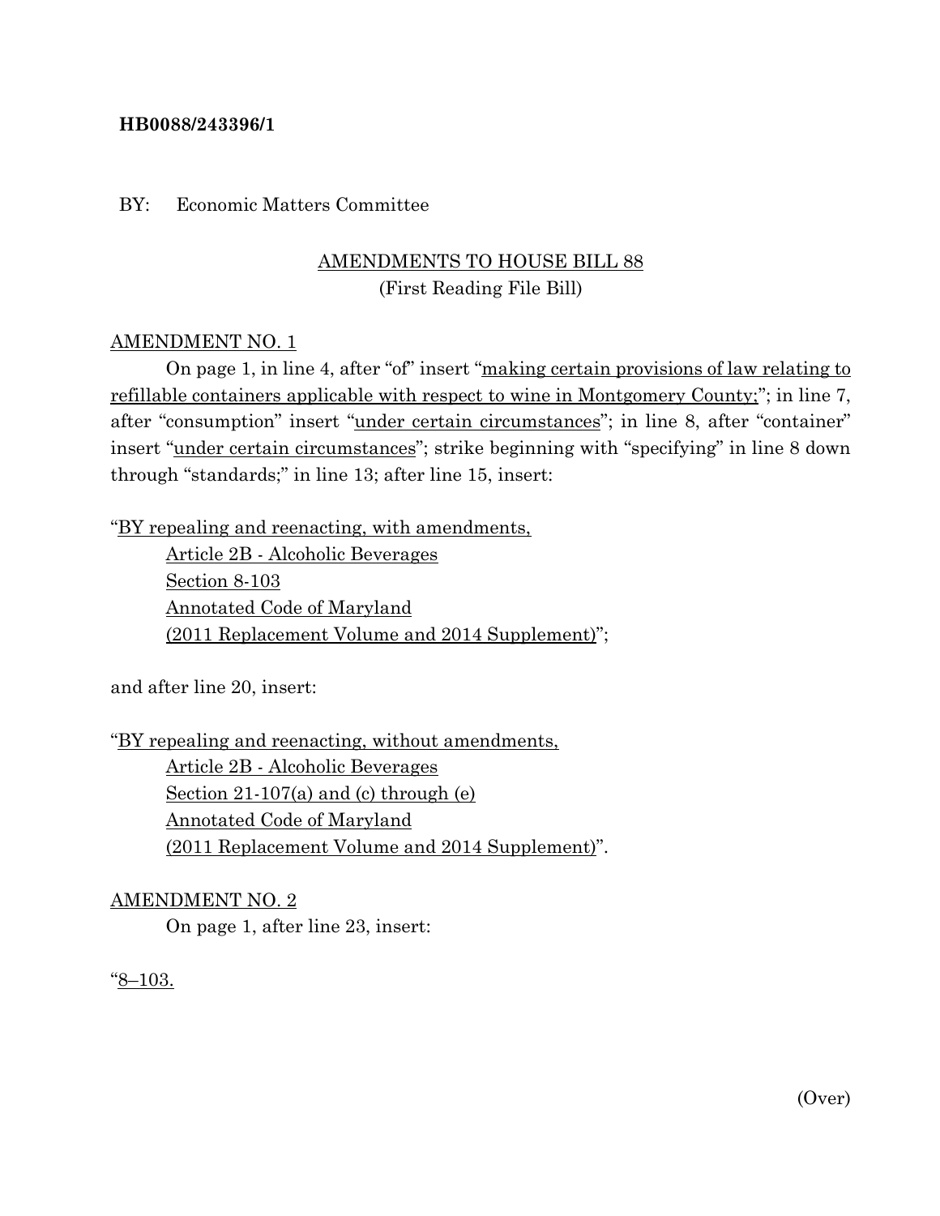**HB0088/243396/1**

BY: Economic Matters Committee

AMENDMENTS TO HOUSE BILL 88
(First Reading File Bill)

AMENDMENT NO. 1

On page 1, in line 4, after "of" insert "making certain provisions of law relating to refillable containers applicable with respect to wine in Montgomery County;"; in line 7, after "consumption" insert "under certain circumstances"; in line 8, after "container" insert "under certain circumstances"; strike beginning with "specifying" in line 8 down through "standards;" in line 13; after line 15, insert:

"BY repealing and reenacting, with amendments,
Article 2B - Alcoholic Beverages
Section 8-103
Annotated Code of Maryland
(2011 Replacement Volume and 2014 Supplement)";

and after line 20, insert:

"BY repealing and reenacting, without amendments,
Article 2B - Alcoholic Beverages
Section 21-107(a) and (c) through (e)
Annotated Code of Maryland
(2011 Replacement Volume and 2014 Supplement)".

AMENDMENT NO. 2

On page 1, after line 23, insert:

"8–103.

(Over)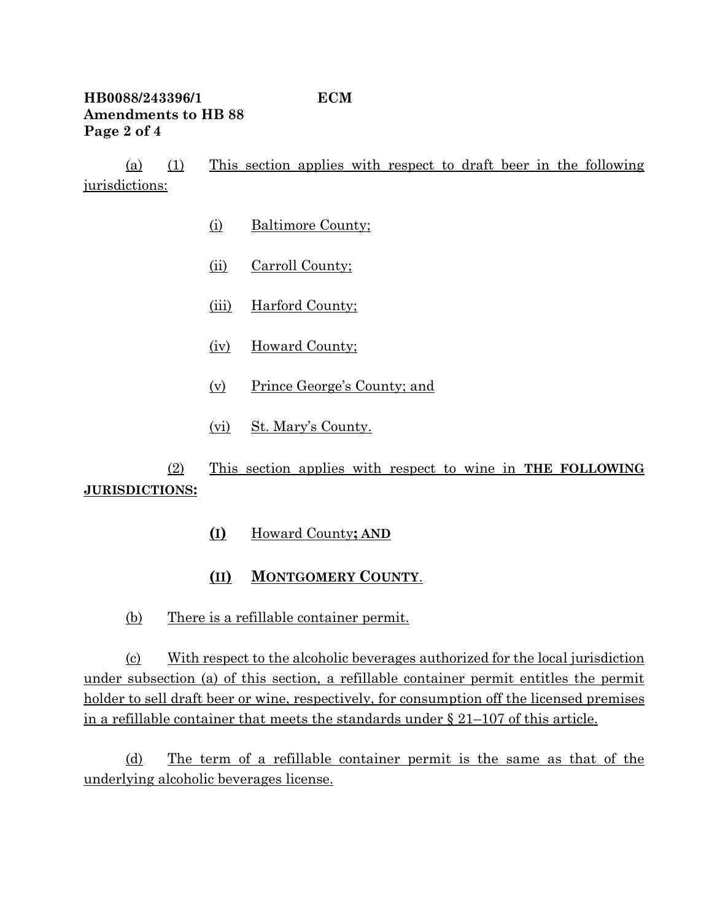(a) (1) This section applies with respect to draft beer in the following jurisdictions:

(i) Baltimore County;

(ii) Carroll County;

(iii) Harford County;

(iv) Howard County;

(v) Prince George's County; and

(vi) St. Mary's County.

(2) This section applies with respect to wine in **THE FOLLOWING JURISDICTIONS:**

**(I)** Howard County**; AND**

**(II) MONTGOMERY COUNTY**.

(b) There is a refillable container permit.

(c) With respect to the alcoholic beverages authorized for the local jurisdiction under subsection (a) of this section, a refillable container permit entitles the permit holder to sell draft beer or wine, respectively, for consumption off the licensed premises in a refillable container that meets the standards under § 21–107 of this article.

(d) The term of a refillable container permit is the same as that of the underlying alcoholic beverages license.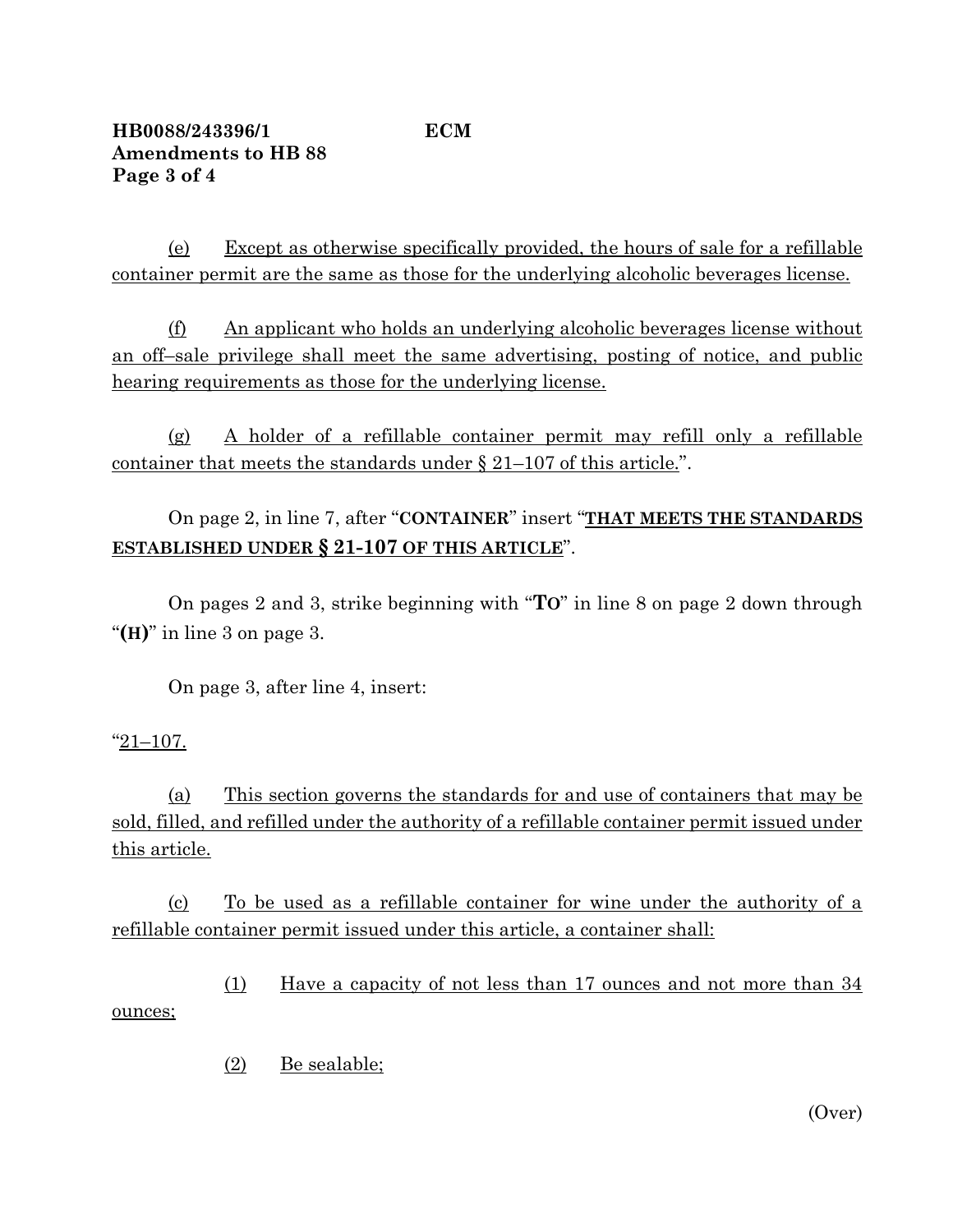(e) Except as otherwise specifically provided, the hours of sale for a refillable container permit are the same as those for the underlying alcoholic beverages license.

(f) An applicant who holds an underlying alcoholic beverages license without an off–sale privilege shall meet the same advertising, posting of notice, and public hearing requirements as those for the underlying license.

(g) A holder of a refillable container permit may refill only a refillable container that meets the standards under § 21–107 of this article.".

On page 2, in line 7, after "**CONTAINER**" insert "**THAT MEETS THE STANDARDS ESTABLISHED UNDER § 21-107 OF THIS ARTICLE**".

On pages 2 and 3, strike beginning with "**TO**" in line 8 on page 2 down through "**(H)**" in line 3 on page 3.

On page 3, after line 4, insert:

"21–107.

(a) This section governs the standards for and use of containers that may be sold, filled, and refilled under the authority of a refillable container permit issued under this article.

(c) To be used as a refillable container for wine under the authority of a refillable container permit issued under this article, a container shall:

(1) Have a capacity of not less than 17 ounces and not more than 34 ounces;

(2) Be sealable;

(Over)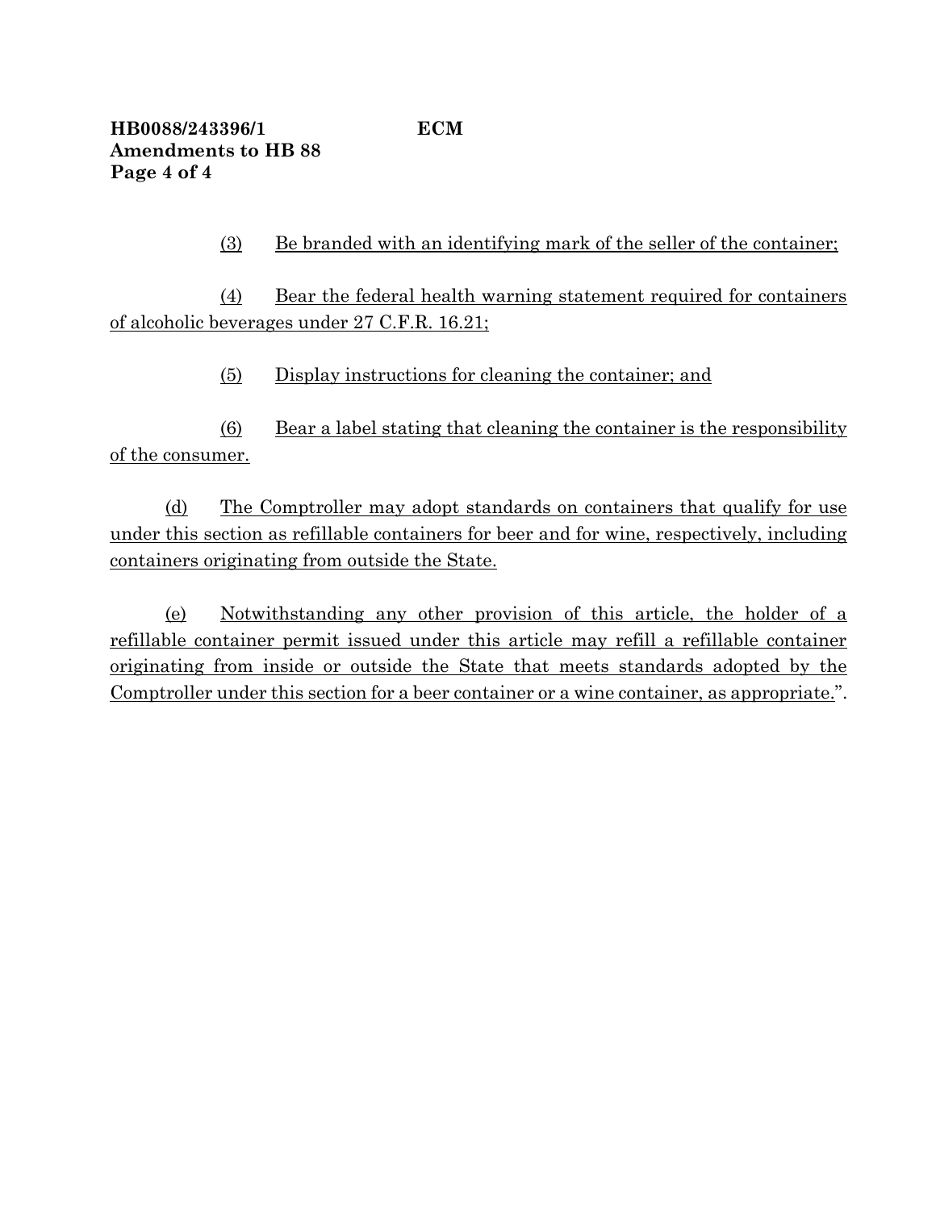(3) Be branded with an identifying mark of the seller of the container;

(4) Bear the federal health warning statement required for containers of alcoholic beverages under 27 C.F.R. 16.21;

(5) Display instructions for cleaning the container; and

(6) Bear a label stating that cleaning the container is the responsibility of the consumer.

(d) The Comptroller may adopt standards on containers that qualify for use under this section as refillable containers for beer and for wine, respectively, including containers originating from outside the State.

(e) Notwithstanding any other provision of this article, the holder of a refillable container permit issued under this article may refill a refillable container originating from inside or outside the State that meets standards adopted by the Comptroller under this section for a beer container or a wine container, as appropriate.".